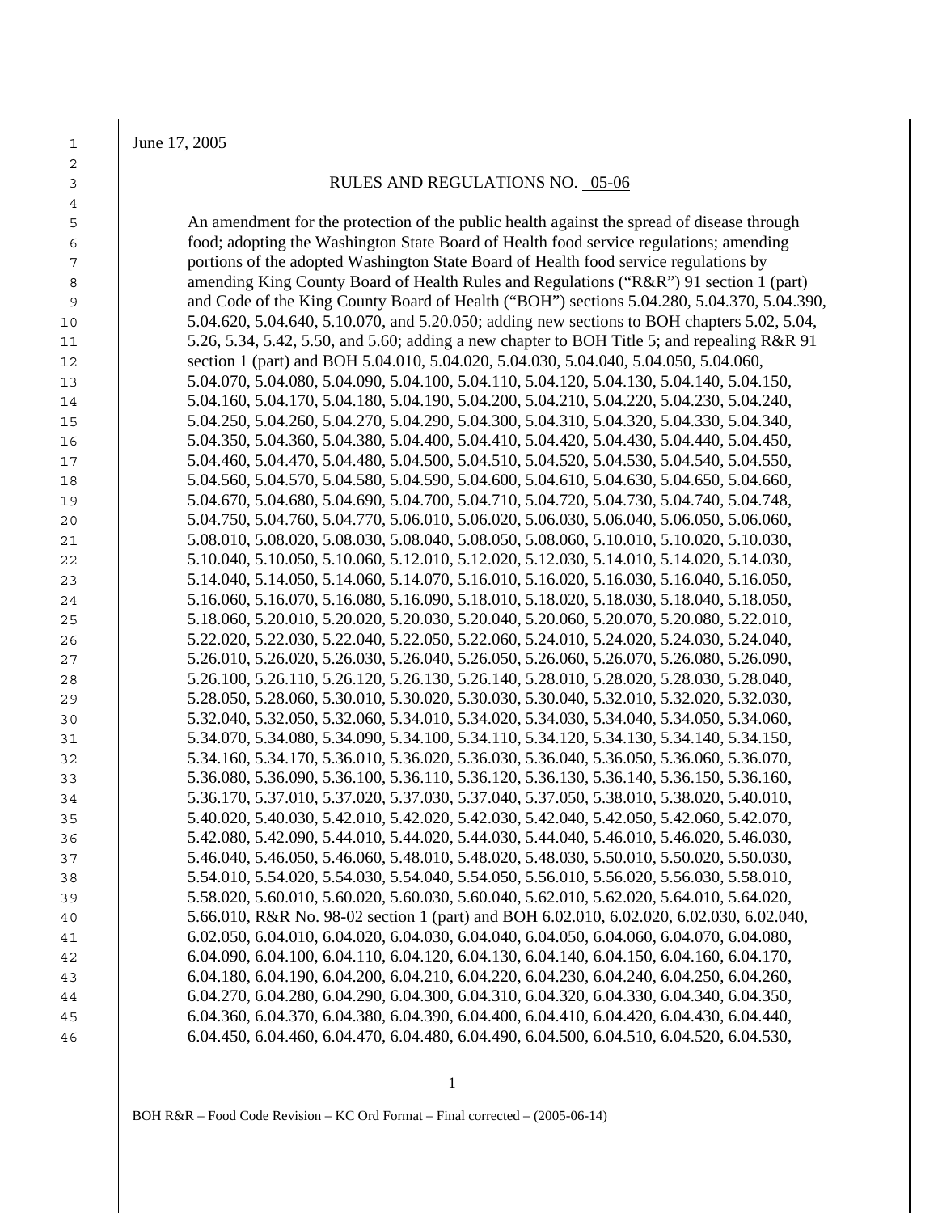June 17, 2005

RULES AND REGULATIONS NO. 05-06

An amendment for the protection of the public health against the spread of disease through food; adopting the Washington State Board of Health food service regulations; amending portions of the adopted Washington State Board of Health food service regulations by amending King County Board of Health Rules and Regulations ("R&R") 91 section 1 (part) and Code of the King County Board of Health ("BOH") sections 5.04.280, 5.04.370, 5.04.390, 5.04.620, 5.04.640, 5.10.070, and 5.20.050; adding new sections to BOH chapters 5.02, 5.04, 5.26, 5.34, 5.42, 5.50, and 5.60; adding a new chapter to BOH Title 5; and repealing R&R 91 section 1 (part) and BOH 5.04.010, 5.04.020, 5.04.030, 5.04.040, 5.04.050, 5.04.060, 5.04.070, 5.04.080, 5.04.090, 5.04.100, 5.04.110, 5.04.120, 5.04.130, 5.04.140, 5.04.150, 5.04.160, 5.04.170, 5.04.180, 5.04.190, 5.04.200, 5.04.210, 5.04.220, 5.04.230, 5.04.240, 5.04.250, 5.04.260, 5.04.270, 5.04.290, 5.04.300, 5.04.310, 5.04.320, 5.04.330, 5.04.340, 5.04.350, 5.04.360, 5.04.380, 5.04.400, 5.04.410, 5.04.420, 5.04.430, 5.04.440, 5.04.450, 5.04.460, 5.04.470, 5.04.480, 5.04.500, 5.04.510, 5.04.520, 5.04.530, 5.04.540, 5.04.550, 5.04.560, 5.04.570, 5.04.580, 5.04.590, 5.04.600, 5.04.610, 5.04.630, 5.04.650, 5.04.660, 5.04.670, 5.04.680, 5.04.690, 5.04.700, 5.04.710, 5.04.720, 5.04.730, 5.04.740, 5.04.748, 5.04.750, 5.04.760, 5.04.770, 5.06.010, 5.06.020, 5.06.030, 5.06.040, 5.06.050, 5.06.060, 5.08.010, 5.08.020, 5.08.030, 5.08.040, 5.08.050, 5.08.060, 5.10.010, 5.10.020, 5.10.030, 5.10.040, 5.10.050, 5.10.060, 5.12.010, 5.12.020, 5.12.030, 5.14.010, 5.14.020, 5.14.030, 5.14.040, 5.14.050, 5.14.060, 5.14.070, 5.16.010, 5.16.020, 5.16.030, 5.16.040, 5.16.050, 5.16.060, 5.16.070, 5.16.080, 5.16.090, 5.18.010, 5.18.020, 5.18.030, 5.18.040, 5.18.050, 5.18.060, 5.20.010, 5.20.020, 5.20.030, 5.20.040, 5.20.060, 5.20.070, 5.20.080, 5.22.010, 5.22.020, 5.22.030, 5.22.040, 5.22.050, 5.22.060, 5.24.010, 5.24.020, 5.24.030, 5.24.040, 5.26.010, 5.26.020, 5.26.030, 5.26.040, 5.26.050, 5.26.060, 5.26.070, 5.26.080, 5.26.090, 5.26.100, 5.26.110, 5.26.120, 5.26.130, 5.26.140, 5.28.010, 5.28.020, 5.28.030, 5.28.040, 5.28.050, 5.28.060, 5.30.010, 5.30.020, 5.30.030, 5.30.040, 5.32.010, 5.32.020, 5.32.030, 5.32.040, 5.32.050, 5.32.060, 5.34.010, 5.34.020, 5.34.030, 5.34.040, 5.34.050, 5.34.060, 5.34.070, 5.34.080, 5.34.090, 5.34.100, 5.34.110, 5.34.120, 5.34.130, 5.34.140, 5.34.150, 5.34.160, 5.34.170, 5.36.010, 5.36.020, 5.36.030, 5.36.040, 5.36.050, 5.36.060, 5.36.070, 5.36.080, 5.36.090, 5.36.100, 5.36.110, 5.36.120, 5.36.130, 5.36.140, 5.36.150, 5.36.160, 5.36.170, 5.37.010, 5.37.020, 5.37.030, 5.37.040, 5.37.050, 5.38.010, 5.38.020, 5.40.010, 5.40.020, 5.40.030, 5.42.010, 5.42.020, 5.42.030, 5.42.040, 5.42.050, 5.42.060, 5.42.070, 5.42.080, 5.42.090, 5.44.010, 5.44.020, 5.44.030, 5.44.040, 5.46.010, 5.46.020, 5.46.030, 5.46.040, 5.46.050, 5.46.060, 5.48.010, 5.48.020, 5.48.030, 5.50.010, 5.50.020, 5.50.030, 5.54.010, 5.54.020, 5.54.030, 5.54.040, 5.54.050, 5.56.010, 5.56.020, 5.56.030, 5.58.010, 5.58.020, 5.60.010, 5.60.020, 5.60.030, 5.60.040, 5.62.010, 5.62.020, 5.64.010, 5.64.020, 5.66.010, R&R No. 98-02 section 1 (part) and BOH 6.02.010, 6.02.020, 6.02.030, 6.02.040, 6.02.050, 6.04.010, 6.04.020, 6.04.030, 6.04.040, 6.04.050, 6.04.060, 6.04.070, 6.04.080, 6.04.090, 6.04.100, 6.04.110, 6.04.120, 6.04.130, 6.04.140, 6.04.150, 6.04.160, 6.04.170, 6.04.180, 6.04.190, 6.04.200, 6.04.210, 6.04.220, 6.04.230, 6.04.240, 6.04.250, 6.04.260, 6.04.270, 6.04.280, 6.04.290, 6.04.300, 6.04.310, 6.04.320, 6.04.330, 6.04.340, 6.04.350, 6.04.360, 6.04.370, 6.04.380, 6.04.390, 6.04.400, 6.04.410, 6.04.420, 6.04.430, 6.04.440, 6.04.450, 6.04.460, 6.04.470, 6.04.480, 6.04.490, 6.04.500, 6.04.510, 6.04.520, 6.04.530,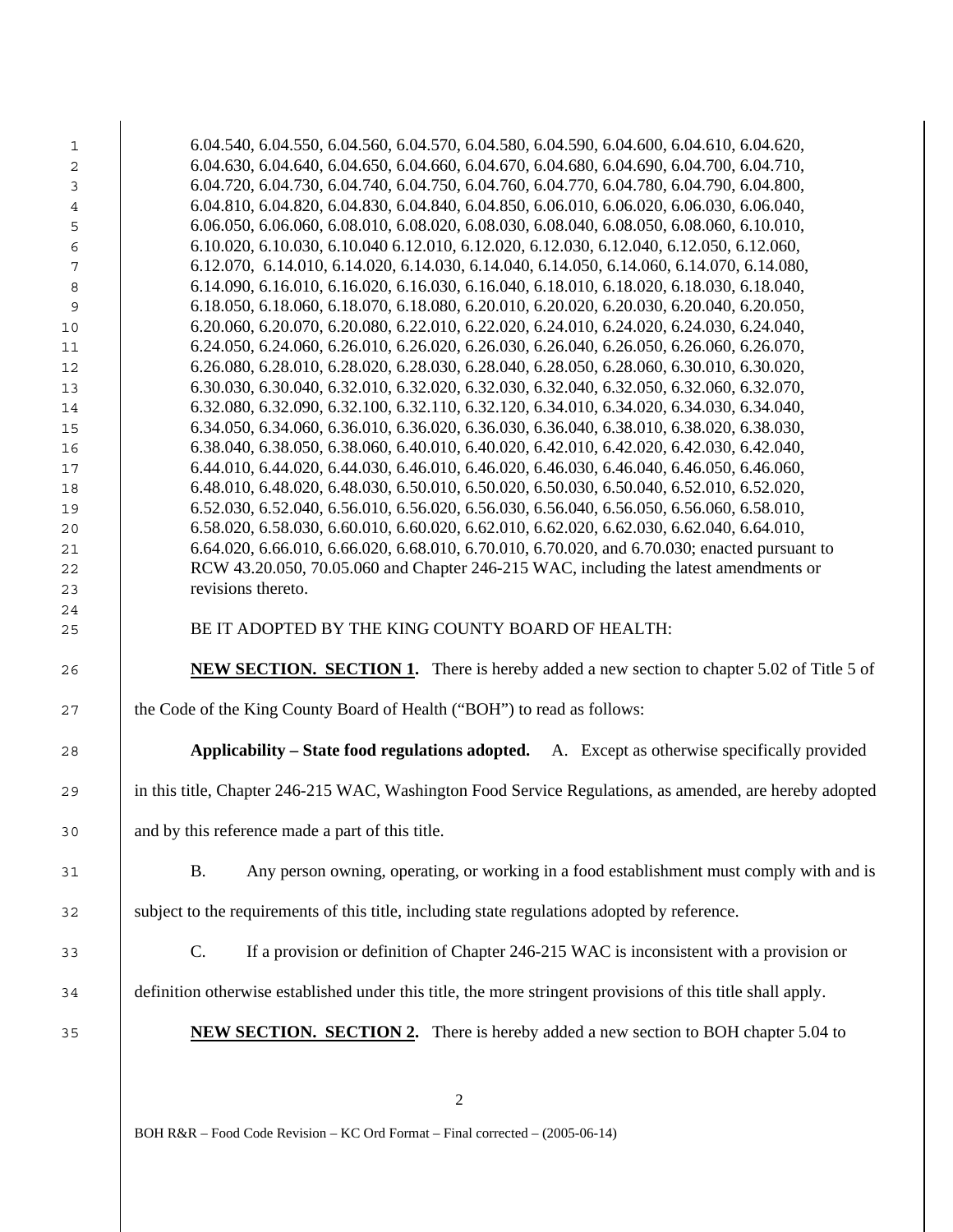6.04.540, 6.04.550, 6.04.560, 6.04.570, 6.04.580, 6.04.590, 6.04.600, 6.04.610, 6.04.620, 6.04.630, 6.04.640, 6.04.650, 6.04.660, 6.04.670, 6.04.680, 6.04.690, 6.04.700, 6.04.710, 6.04.720, 6.04.730, 6.04.740, 6.04.750, 6.04.760, 6.04.770, 6.04.780, 6.04.790, 6.04.800, 6.04.810, 6.04.820, 6.04.830, 6.04.840, 6.04.850, 6.06.010, 6.06.020, 6.06.030, 6.06.040, 6.06.050, 6.06.060, 6.08.010, 6.08.020, 6.08.030, 6.08.040, 6.08.050, 6.08.060, 6.10.010, 6.10.020, 6.10.030, 6.10.040 6.12.010, 6.12.020, 6.12.030, 6.12.040, 6.12.050, 6.12.060, 6.12.070, 6.14.010, 6.14.020, 6.14.030, 6.14.040, 6.14.050, 6.14.060, 6.14.070, 6.14.080, 6.14.090, 6.16.010, 6.16.020, 6.16.030, 6.16.040, 6.18.010, 6.18.020, 6.18.030, 6.18.040, 6.18.050, 6.18.060, 6.18.070, 6.18.080, 6.20.010, 6.20.020, 6.20.030, 6.20.040, 6.20.050, 6.20.060, 6.20.070, 6.20.080, 6.22.010, 6.22.020, 6.24.010, 6.24.020, 6.24.030, 6.24.040, 6.24.050, 6.24.060, 6.26.010, 6.26.020, 6.26.030, 6.26.040, 6.26.050, 6.26.060, 6.26.070, 6.26.080, 6.28.010, 6.28.020, 6.28.030, 6.28.040, 6.28.050, 6.28.060, 6.30.010, 6.30.020, 6.30.030, 6.30.040, 6.32.010, 6.32.020, 6.32.030, 6.32.040, 6.32.050, 6.32.060, 6.32.070, 6.32.080, 6.32.090, 6.32.100, 6.32.110, 6.32.120, 6.34.010, 6.34.020, 6.34.030, 6.34.040, 6.34.050, 6.34.060, 6.36.010, 6.36.020, 6.36.030, 6.36.040, 6.38.010, 6.38.020, 6.38.030, 6.38.040, 6.38.050, 6.38.060, 6.40.010, 6.40.020, 6.42.010, 6.42.020, 6.42.030, 6.42.040, 6.44.010, 6.44.020, 6.44.030, 6.46.010, 6.46.020, 6.46.030, 6.46.040, 6.46.050, 6.46.060, 6.48.010, 6.48.020, 6.48.030, 6.50.010, 6.50.020, 6.50.030, 6.50.040, 6.52.010, 6.52.020, 6.52.030, 6.52.040, 6.56.010, 6.56.020, 6.56.030, 6.56.040, 6.56.050, 6.56.060, 6.58.010, 6.58.020, 6.58.030, 6.60.010, 6.60.020, 6.62.010, 6.62.020, 6.62.030, 6.62.040, 6.64.010, 6.64.020, 6.66.010, 6.66.020, 6.68.010, 6.70.010, 6.70.020, and 6.70.030; enacted pursuant to RCW 43.20.050, 70.05.060 and Chapter 246-215 WAC, including the latest amendments or revisions thereto.

BE IT ADOPTED BY THE KING COUNTY BOARD OF HEALTH:

**NEW SECTION. SECTION 1.** There is hereby added a new section to chapter 5.02 of Title 5 of the Code of the King County Board of Health ("BOH") to read as follows:

**Applicability – State food regulations adopted.** A. Except as otherwise specifically provided in this title, Chapter 246-215 WAC, Washington Food Service Regulations, as amended, are hereby adopted and by this reference made a part of this title.

B. Any person owning, operating, or working in a food establishment must comply with and is subject to the requirements of this title, including state regulations adopted by reference.

C. If a provision or definition of Chapter 246-215 WAC is inconsistent with a provision or definition otherwise established under this title, the more stringent provisions of this title shall apply.

**NEW SECTION. SECTION 2.** There is hereby added a new section to BOH chapter 5.04 to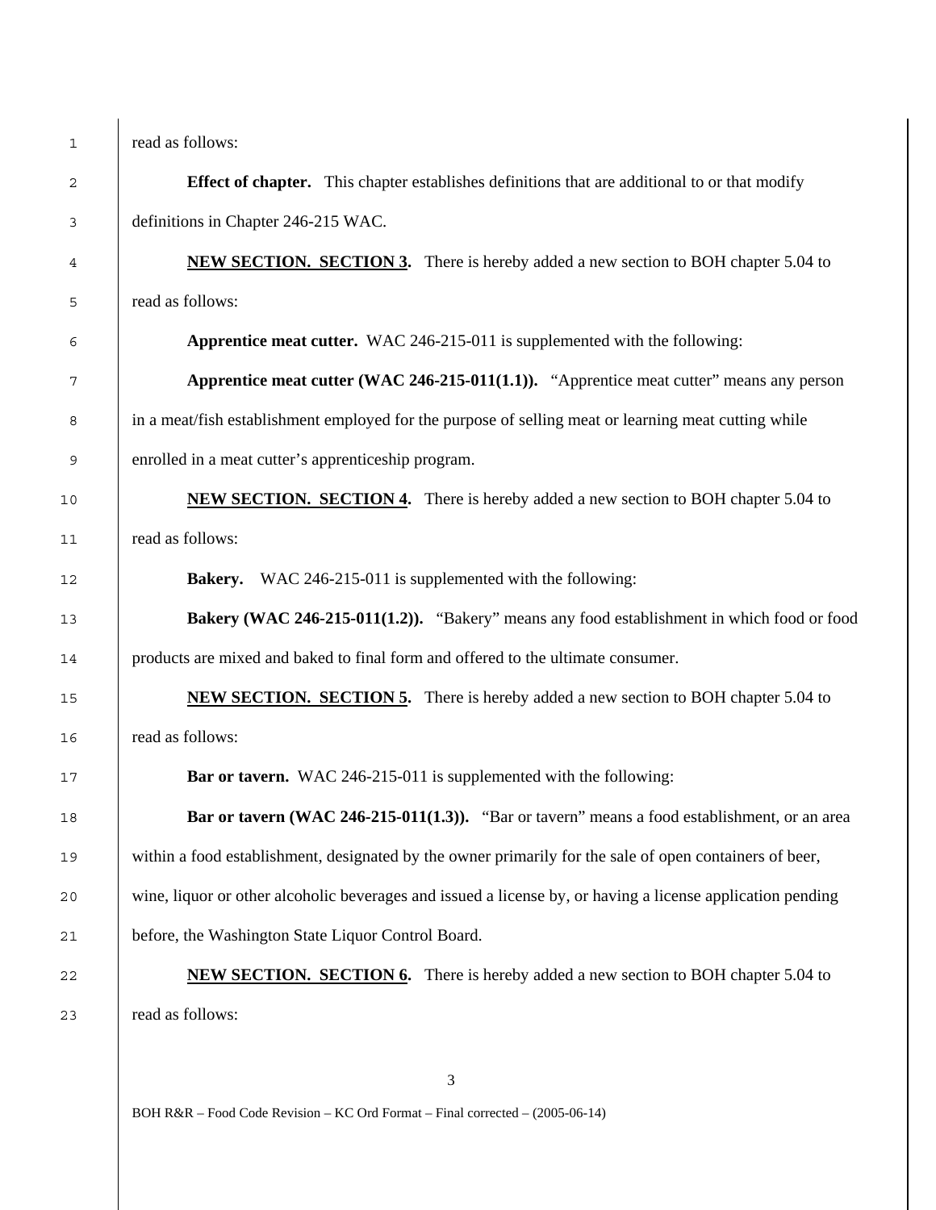read as follows:

**Effect of chapter.** This chapter establishes definitions that are additional to or that modify definitions in Chapter 246-215 WAC.

**NEW SECTION. SECTION 3.** There is hereby added a new section to BOH chapter 5.04 to read as follows:

**Apprentice meat cutter.** WAC 246-215-011 is supplemented with the following:

**Apprentice meat cutter (WAC 246-215-011(1.1)).** "Apprentice meat cutter" means any person in a meat/fish establishment employed for the purpose of selling meat or learning meat cutting while enrolled in a meat cutter's apprenticeship program.

**NEW SECTION. SECTION 4.** There is hereby added a new section to BOH chapter 5.04 to read as follows:

**Bakery.** WAC 246-215-011 is supplemented with the following:

**Bakery (WAC 246-215-011(1.2)).** "Bakery" means any food establishment in which food or food products are mixed and baked to final form and offered to the ultimate consumer.

**NEW SECTION. SECTION 5.** There is hereby added a new section to BOH chapter 5.04 to read as follows:

**Bar or tavern.** WAC 246-215-011 is supplemented with the following:

**Bar or tavern (WAC 246-215-011(1.3)).** "Bar or tavern" means a food establishment, or an area within a food establishment, designated by the owner primarily for the sale of open containers of beer, wine, liquor or other alcoholic beverages and issued a license by, or having a license application pending before, the Washington State Liquor Control Board.

**NEW SECTION. SECTION 6.** There is hereby added a new section to BOH chapter 5.04 to read as follows: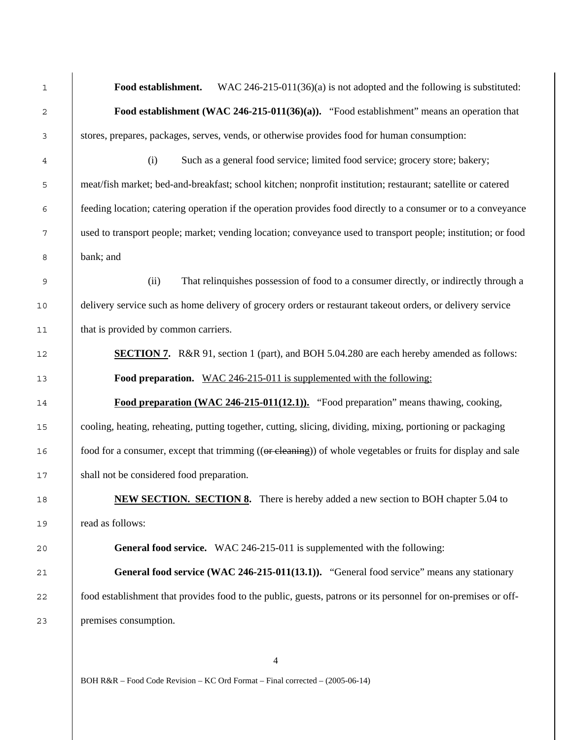**Food establishment.** WAC 246-215-011(36)(a) is not adopted and the following is substituted:

**Food establishment (WAC 246-215-011(36)(a)).** "Food establishment" means an operation that stores, prepares, packages, serves, vends, or otherwise provides food for human consumption:

(i) Such as a general food service; limited food service; grocery store; bakery; meat/fish market; bed-and-breakfast; school kitchen; nonprofit institution; restaurant; satellite or catered feeding location; catering operation if the operation provides food directly to a consumer or to a conveyance used to transport people; market; vending location; conveyance used to transport people; institution; or food bank; and

(ii) That relinquishes possession of food to a consumer directly, or indirectly through a delivery service such as home delivery of grocery orders or restaurant takeout orders, or delivery service that is provided by common carriers.

<u>**SECTION 7**</u>**.** R&R 91, section 1 (part), and BOH 5.04.280 are each hereby amended as follows:

**Food preparation.** <u>WAC 246-215-011 is supplemented with the following:</u>

<u>**Food preparation (WAC 246-215-011(12.1)).**</u> "Food preparation" means thawing, cooking, cooling, heating, reheating, putting together, cutting, slicing, dividing, mixing, portioning or packaging food for a consumer, except that trimming ((~~or cleaning~~)) of whole vegetables or fruits for display and sale shall not be considered food preparation.

<u>**NEW SECTION. SECTION 8**</u>**.** There is hereby added a new section to BOH chapter 5.04 to read as follows:

**General food service.** WAC 246-215-011 is supplemented with the following:

**General food service (WAC 246-215-011(13.1)).** "General food service" means any stationary food establishment that provides food to the public, guests, patrons or its personnel for on-premises or off-premises consumption.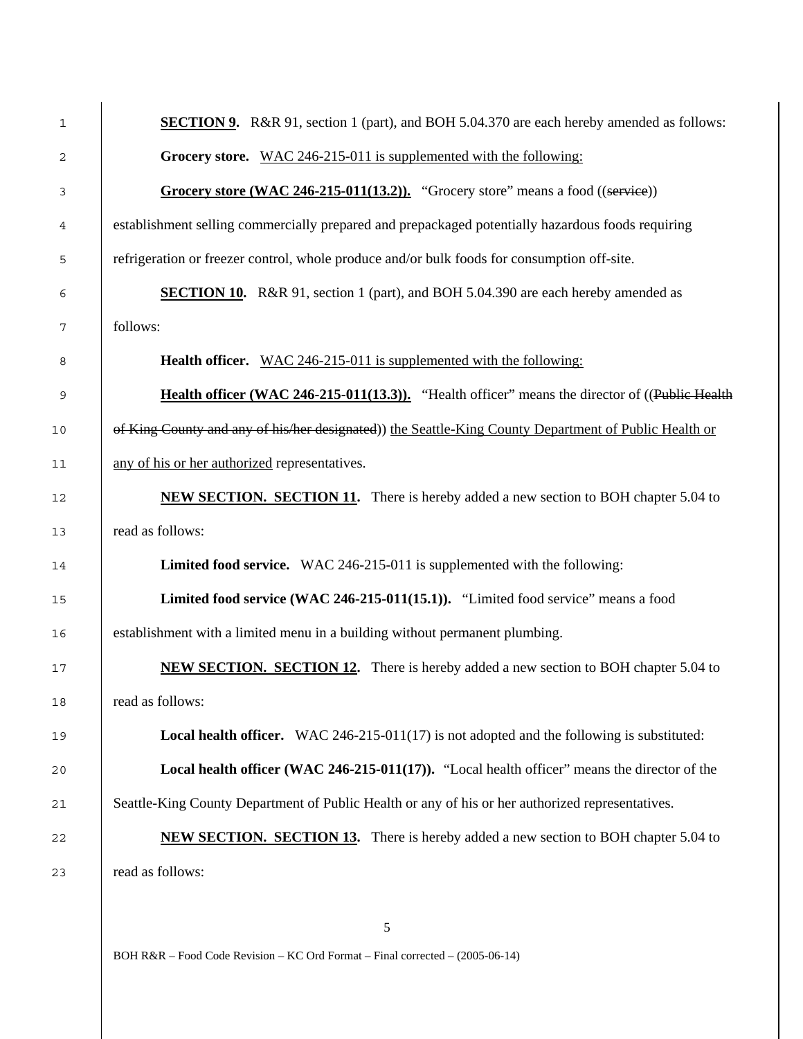**SECTION 9.** R&R 91, section 1 (part), and BOH 5.04.370 are each hereby amended as follows:

**Grocery store.** <u>WAC 246-215-011 is supplemented with the following:</u>

<u>**Grocery store (WAC 246-215-011(13.2)).**</u> "Grocery store" means a food ((~~service~~)) establishment selling commercially prepared and prepackaged potentially hazardous foods requiring refrigeration or freezer control, whole produce and/or bulk foods for consumption off-site.

**SECTION 10.** R&R 91, section 1 (part), and BOH 5.04.390 are each hereby amended as follows:

**Health officer.** <u>WAC 246-215-011 is supplemented with the following:</u>

<u>**Health officer (WAC 246-215-011(13.3)).**</u> "Health officer" means the director of ((~~Public Health of King County and any of his/her designated~~)) <u>the Seattle-King County Department of Public Health or any of his or her authorized</u> representatives.

<u>**NEW SECTION. SECTION 11.**</u> There is hereby added a new section to BOH chapter 5.04 to read as follows:

**Limited food service.** WAC 246-215-011 is supplemented with the following:

**Limited food service (WAC 246-215-011(15.1)).** "Limited food service" means a food establishment with a limited menu in a building without permanent plumbing.

<u>**NEW SECTION. SECTION 12.**</u> There is hereby added a new section to BOH chapter 5.04 to read as follows:

**Local health officer.** WAC 246-215-011(17) is not adopted and the following is substituted:

**Local health officer (WAC 246-215-011(17)).** "Local health officer" means the director of the Seattle-King County Department of Public Health or any of his or her authorized representatives.

<u>**NEW SECTION. SECTION 13.**</u> There is hereby added a new section to BOH chapter 5.04 to read as follows: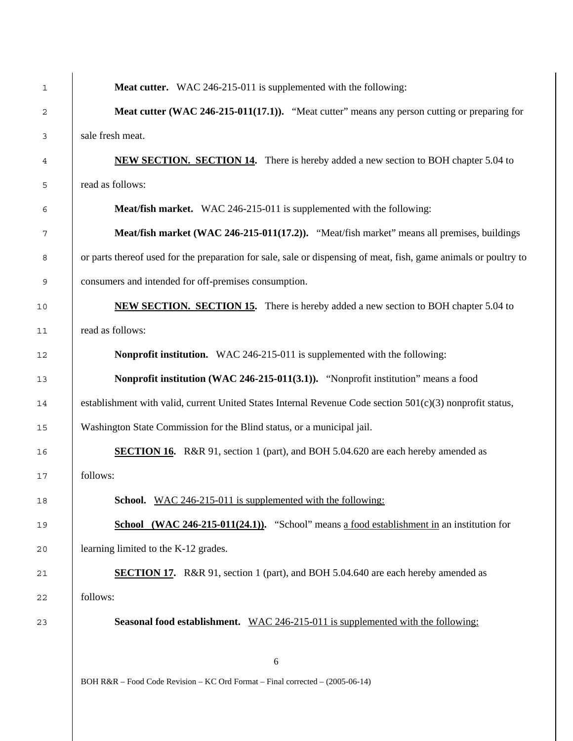**Meat cutter.** WAC 246-215-011 is supplemented with the following:

**Meat cutter (WAC 246-215-011(17.1)).** "Meat cutter" means any person cutting or preparing for sale fresh meat.

**NEW SECTION. SECTION 14.** There is hereby added a new section to BOH chapter 5.04 to read as follows:

**Meat/fish market.** WAC 246-215-011 is supplemented with the following:

**Meat/fish market (WAC 246-215-011(17.2)).** "Meat/fish market" means all premises, buildings or parts thereof used for the preparation for sale, sale or dispensing of meat, fish, game animals or poultry to consumers and intended for off-premises consumption.

**NEW SECTION. SECTION 15.** There is hereby added a new section to BOH chapter 5.04 to read as follows:

**Nonprofit institution.** WAC 246-215-011 is supplemented with the following:

**Nonprofit institution (WAC 246-215-011(3.1)).** "Nonprofit institution" means a food establishment with valid, current United States Internal Revenue Code section 501(c)(3) nonprofit status, Washington State Commission for the Blind status, or a municipal jail.

**SECTION 16.** R&R 91, section 1 (part), and BOH 5.04.620 are each hereby amended as follows:

**School.** WAC 246-215-011 is supplemented with the following:

**School (WAC 246-215-011(24.1)).** "School" means a food establishment in an institution for learning limited to the K-12 grades.

**SECTION 17.** R&R 91, section 1 (part), and BOH 5.04.640 are each hereby amended as follows:

**Seasonal food establishment.** WAC 246-215-011 is supplemented with the following: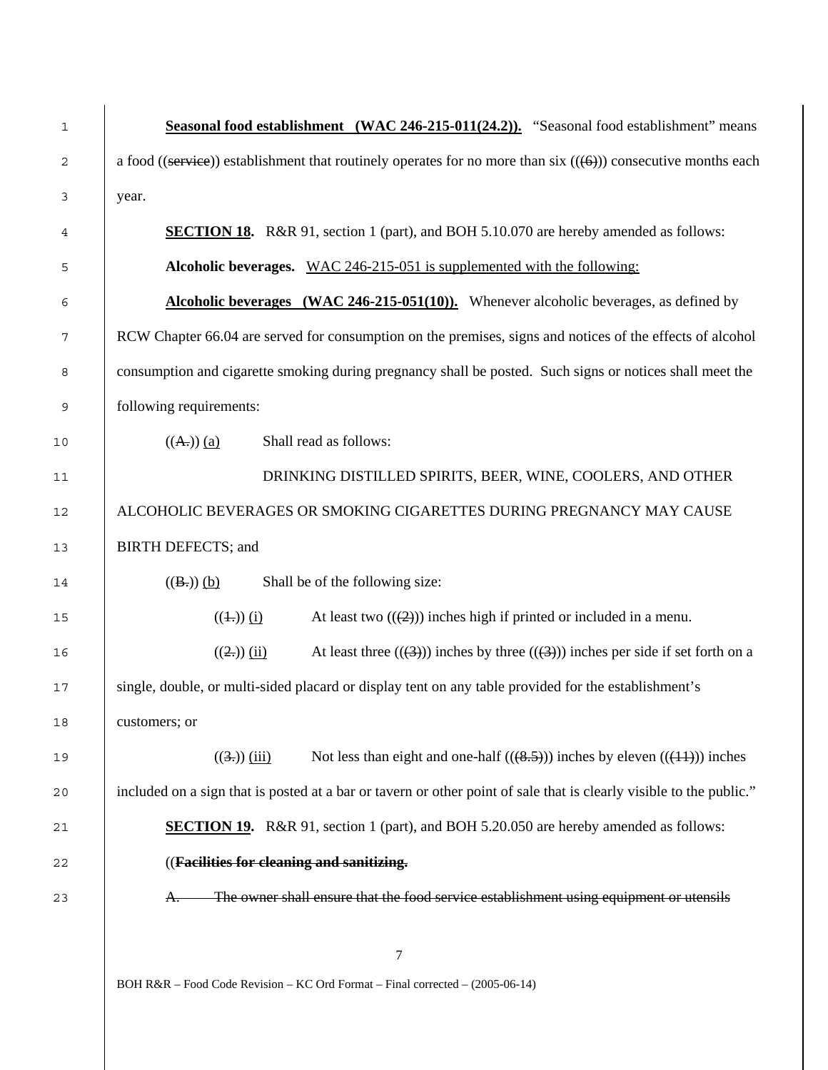**Seasonal food establishment (WAC 246-215-011(24.2)).** "Seasonal food establishment" means a food ((~~service~~)) establishment that routinely operates for no more than six ((~~(6)~~)) consecutive months each year.

**SECTION 18.** R&R 91, section 1 (part), and BOH 5.10.070 are hereby amended as follows:

**Alcoholic beverages.** <u>WAC 246-215-051 is supplemented with the following:</u>

**Alcoholic beverages (WAC 246-215-051(10)).** Whenever alcoholic beverages, as defined by RCW Chapter 66.04 are served for consumption on the premises, signs and notices of the effects of alcohol consumption and cigarette smoking during pregnancy shall be posted. Such signs or notices shall meet the following requirements:

((~~A.~~)) <u>(a)</u> Shall read as follows:

DRINKING DISTILLED SPIRITS, BEER, WINE, COOLERS, AND OTHER ALCOHOLIC BEVERAGES OR SMOKING CIGARETTES DURING PREGNANCY MAY CAUSE BIRTH DEFECTS; and

((~~B.~~)) <u>(b)</u> Shall be of the following size:

((~~1.~~)) <u>(i)</u> At least two ((~~(2)~~)) inches high if printed or included in a menu.

((~~2.~~)) <u>(ii)</u> At least three ((~~(3)~~)) inches by three ((~~(3)~~)) inches per side if set forth on a single, double, or multi-sided placard or display tent on any table provided for the establishment's customers; or

((~~3.~~)) <u>(iii)</u> Not less than eight and one-half ((~~(8.5)~~)) inches by eleven ((~~(11)~~)) inches included on a sign that is posted at a bar or tavern or other point of sale that is clearly visible to the public."

**SECTION 19.** R&R 91, section 1 (part), and BOH 5.20.050 are hereby amended as follows:

((~~**Facilities for cleaning and sanitizing.**~~

~~A. The owner shall ensure that the food service establishment using equipment or utensils~~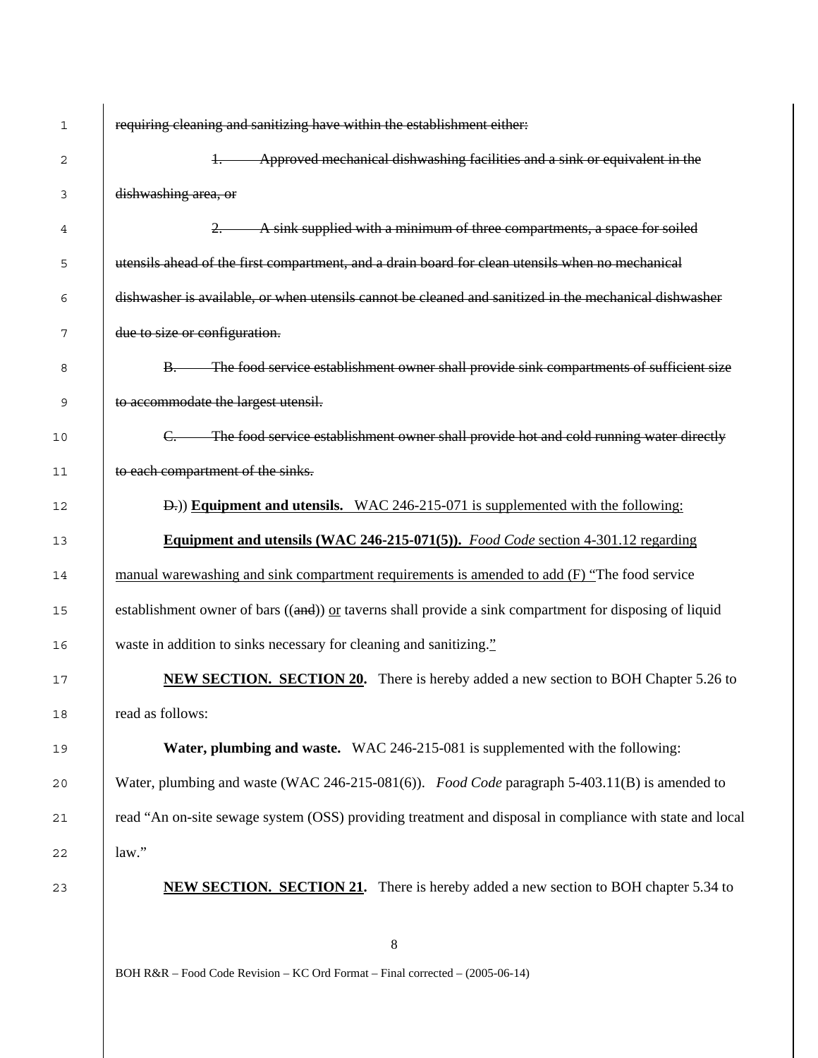~~requiring cleaning and sanitizing have within the establishment either:~~

~~1. Approved mechanical dishwashing facilities and a sink or equivalent in the dishwashing area, or~~

~~2. A sink supplied with a minimum of three compartments, a space for soiled utensils ahead of the first compartment, and a drain board for clean utensils when no mechanical dishwasher is available, or when utensils cannot be cleaned and sanitized in the mechanical dishwasher due to size or configuration.~~

~~B. The food service establishment owner shall provide sink compartments of sufficient size to accommodate the largest utensil.~~

~~C. The food service establishment owner shall provide hot and cold running water directly to each compartment of the sinks.~~

~~D.~~)) <u>**Equipment and utensils.** WAC 246-215-071 is supplemented with the following:</u>

<u>**Equipment and utensils (WAC 246-215-071(5)).** *Food Code* section 4-301.12 regarding manual warewashing and sink compartment requirements is amended to add (F) "</u>The food service establishment owner of bars ((~~and~~)) <u>or</u> taverns shall provide a sink compartment for disposing of liquid waste in addition to sinks necessary for cleaning and sanitizing.<u>"</u>

<u>**NEW SECTION. SECTION 20.**</u> There is hereby added a new section to BOH Chapter 5.26 to read as follows:

**Water, plumbing and waste.** WAC 246-215-081 is supplemented with the following: Water, plumbing and waste (WAC 246-215-081(6)). *Food Code* paragraph 5-403.11(B) is amended to read "An on-site sewage system (OSS) providing treatment and disposal in compliance with state and local law."

<u>**NEW SECTION. SECTION 21.**</u> There is hereby added a new section to BOH chapter 5.34 to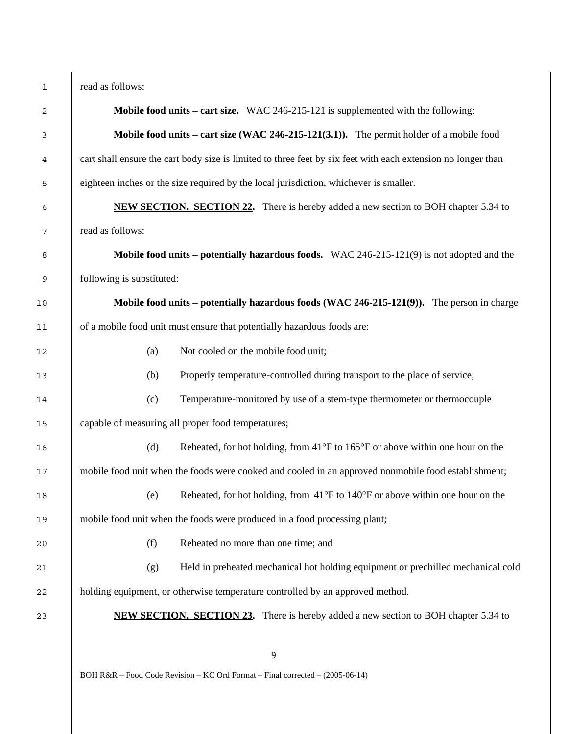read as follows:

**Mobile food units – cart size.** WAC 246-215-121 is supplemented with the following:

**Mobile food units – cart size (WAC 246-215-121(3.1)).** The permit holder of a mobile food cart shall ensure the cart body size is limited to three feet by six feet with each extension no longer than eighteen inches or the size required by the local jurisdiction, whichever is smaller.

**<u>NEW SECTION. SECTION 22</u>.** There is hereby added a new section to BOH chapter 5.34 to read as follows:

**Mobile food units – potentially hazardous foods.** WAC 246-215-121(9) is not adopted and the following is substituted:

**Mobile food units – potentially hazardous foods (WAC 246-215-121(9)).** The person in charge of a mobile food unit must ensure that potentially hazardous foods are:

(a) Not cooled on the mobile food unit;

(b) Properly temperature-controlled during transport to the place of service;

(c) Temperature-monitored by use of a stem-type thermometer or thermocouple capable of measuring all proper food temperatures;

(d) Reheated, for hot holding, from 41°F to 165°F or above within one hour on the mobile food unit when the foods were cooked and cooled in an approved nonmobile food establishment;

(e) Reheated, for hot holding, from 41°F to 140°F or above within one hour on the mobile food unit when the foods were produced in a food processing plant;

(f) Reheated no more than one time; and

(g) Held in preheated mechanical hot holding equipment or prechilled mechanical cold holding equipment, or otherwise temperature controlled by an approved method.

**<u>NEW SECTION. SECTION 23</u>.** There is hereby added a new section to BOH chapter 5.34 to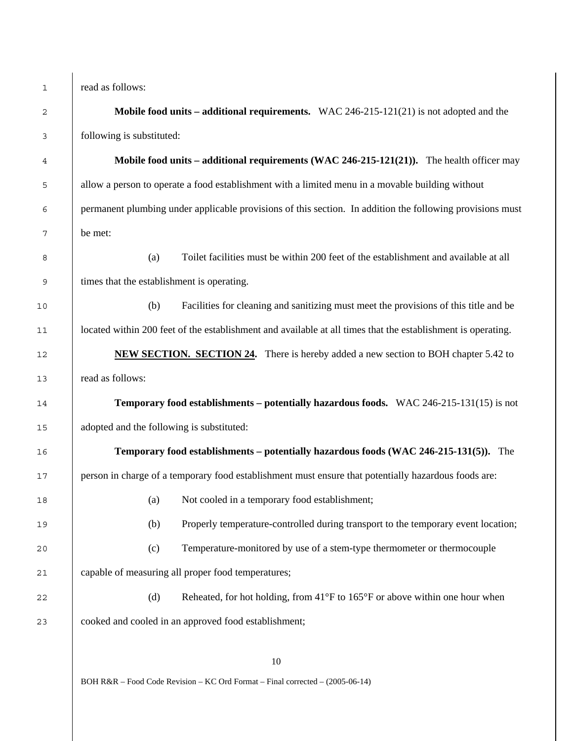read as follows:

**Mobile food units – additional requirements.** WAC 246-215-121(21) is not adopted and the following is substituted:

**Mobile food units – additional requirements (WAC 246-215-121(21)).** The health officer may allow a person to operate a food establishment with a limited menu in a movable building without permanent plumbing under applicable provisions of this section. In addition the following provisions must be met:

(a) Toilet facilities must be within 200 feet of the establishment and available at all times that the establishment is operating.

(b) Facilities for cleaning and sanitizing must meet the provisions of this title and be located within 200 feet of the establishment and available at all times that the establishment is operating.

**NEW SECTION. SECTION 24.** There is hereby added a new section to BOH chapter 5.42 to read as follows:

**Temporary food establishments – potentially hazardous foods.** WAC 246-215-131(15) is not adopted and the following is substituted:

**Temporary food establishments – potentially hazardous foods (WAC 246-215-131(5)).** The person in charge of a temporary food establishment must ensure that potentially hazardous foods are:

(a) Not cooled in a temporary food establishment;

(b) Properly temperature-controlled during transport to the temporary event location;

(c) Temperature-monitored by use of a stem-type thermometer or thermocouple capable of measuring all proper food temperatures;

(d) Reheated, for hot holding, from 41°F to 165°F or above within one hour when cooked and cooled in an approved food establishment;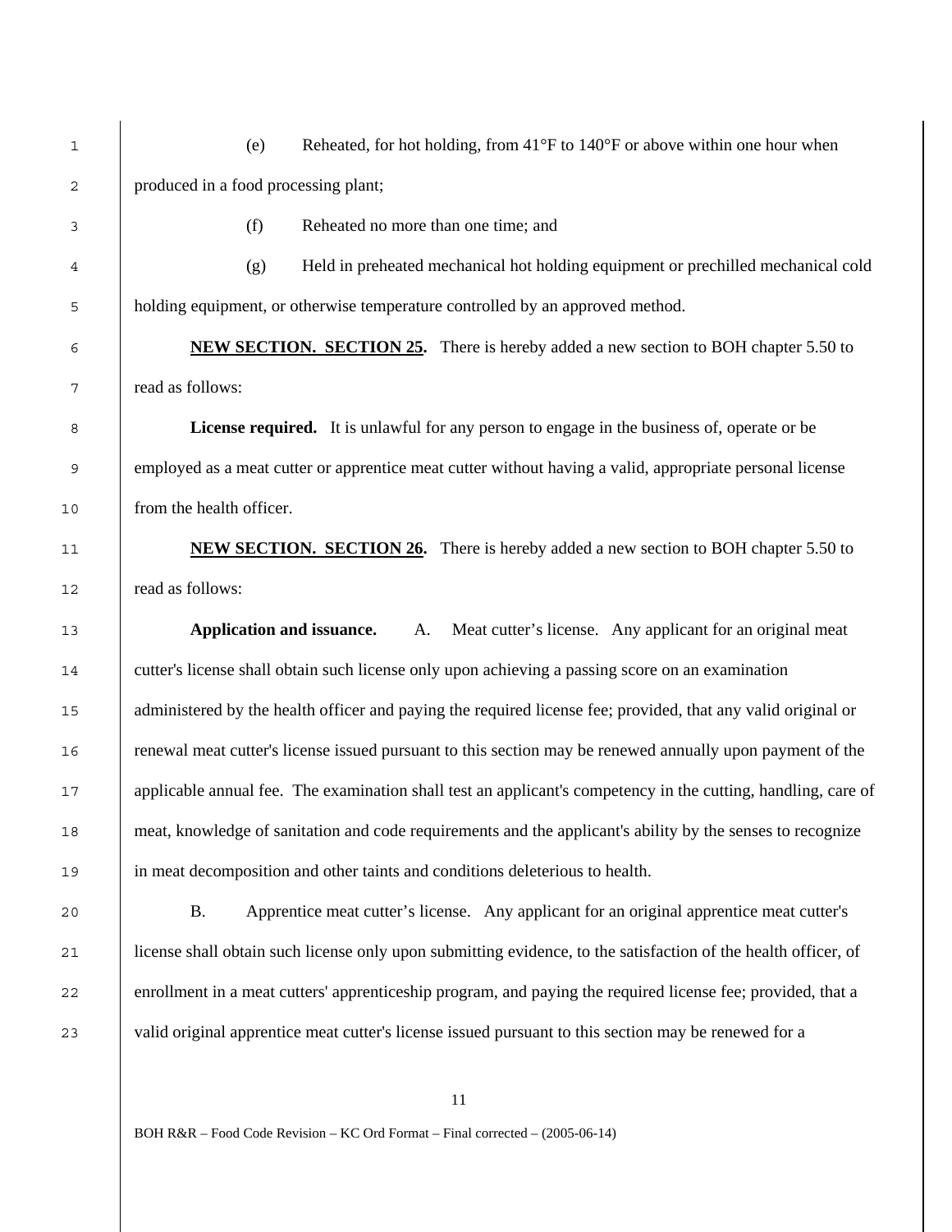(e) Reheated, for hot holding, from 41°F to 140°F or above within one hour when produced in a food processing plant;

(f) Reheated no more than one time; and

(g) Held in preheated mechanical hot holding equipment or prechilled mechanical cold holding equipment, or otherwise temperature controlled by an approved method.

**NEW SECTION. SECTION 25.** There is hereby added a new section to BOH chapter 5.50 to read as follows:

**License required.** It is unlawful for any person to engage in the business of, operate or be employed as a meat cutter or apprentice meat cutter without having a valid, appropriate personal license from the health officer.

**NEW SECTION. SECTION 26.** There is hereby added a new section to BOH chapter 5.50 to read as follows:

**Application and issuance.** A. Meat cutter's license. Any applicant for an original meat cutter's license shall obtain such license only upon achieving a passing score on an examination administered by the health officer and paying the required license fee; provided, that any valid original or renewal meat cutter's license issued pursuant to this section may be renewed annually upon payment of the applicable annual fee. The examination shall test an applicant's competency in the cutting, handling, care of meat, knowledge of sanitation and code requirements and the applicant's ability by the senses to recognize in meat decomposition and other taints and conditions deleterious to health.

B. Apprentice meat cutter's license. Any applicant for an original apprentice meat cutter's license shall obtain such license only upon submitting evidence, to the satisfaction of the health officer, of enrollment in a meat cutters' apprenticeship program, and paying the required license fee; provided, that a valid original apprentice meat cutter's license issued pursuant to this section may be renewed for a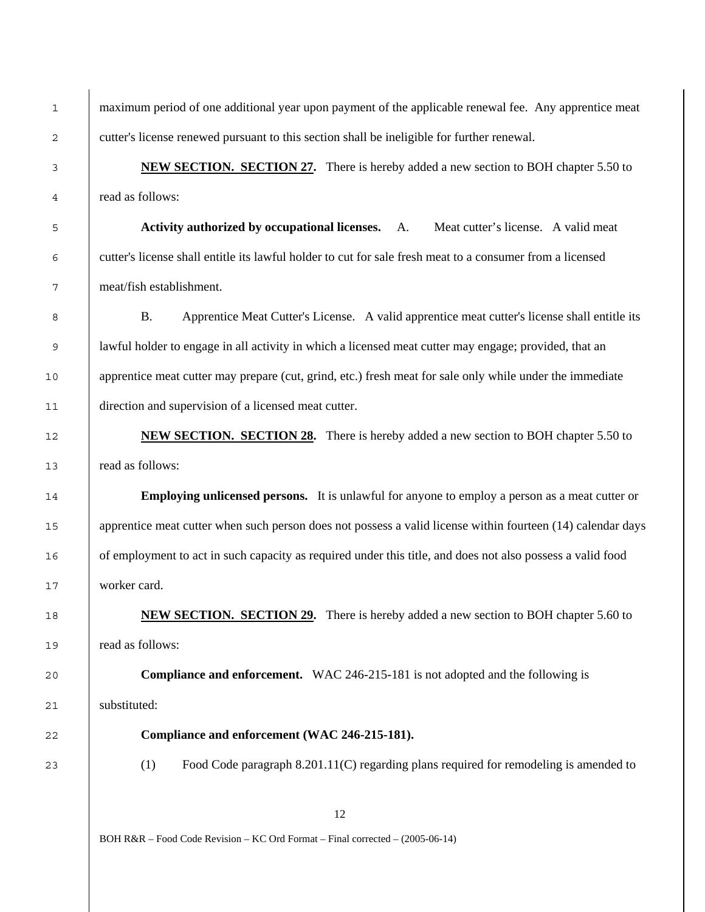maximum period of one additional year upon payment of the applicable renewal fee. Any apprentice meat cutter's license renewed pursuant to this section shall be ineligible for further renewal.

**NEW SECTION. SECTION 27.** There is hereby added a new section to BOH chapter 5.50 to read as follows:

**Activity authorized by occupational licenses.** A. Meat cutter's license. A valid meat cutter's license shall entitle its lawful holder to cut for sale fresh meat to a consumer from a licensed meat/fish establishment.

B. Apprentice Meat Cutter's License. A valid apprentice meat cutter's license shall entitle its lawful holder to engage in all activity in which a licensed meat cutter may engage; provided, that an apprentice meat cutter may prepare (cut, grind, etc.) fresh meat for sale only while under the immediate direction and supervision of a licensed meat cutter.

**NEW SECTION. SECTION 28.** There is hereby added a new section to BOH chapter 5.50 to read as follows:

**Employing unlicensed persons.** It is unlawful for anyone to employ a person as a meat cutter or apprentice meat cutter when such person does not possess a valid license within fourteen (14) calendar days of employment to act in such capacity as required under this title, and does not also possess a valid food worker card.

**NEW SECTION. SECTION 29.** There is hereby added a new section to BOH chapter 5.60 to read as follows:

**Compliance and enforcement.** WAC 246-215-181 is not adopted and the following is substituted:

**Compliance and enforcement (WAC 246-215-181).**

(1) Food Code paragraph 8.201.11(C) regarding plans required for remodeling is amended to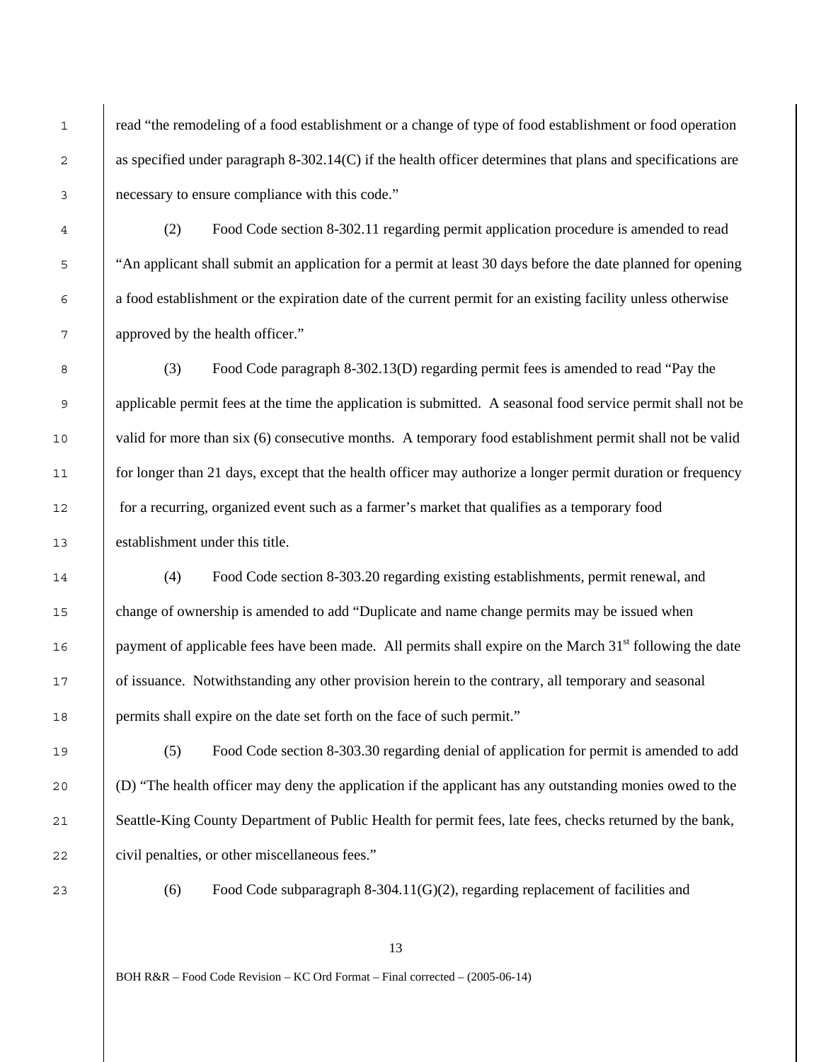read "the remodeling of a food establishment or a change of type of food establishment or food operation as specified under paragraph 8-302.14(C) if the health officer determines that plans and specifications are necessary to ensure compliance with this code."

(2) Food Code section 8-302.11 regarding permit application procedure is amended to read "An applicant shall submit an application for a permit at least 30 days before the date planned for opening a food establishment or the expiration date of the current permit for an existing facility unless otherwise approved by the health officer."

(3) Food Code paragraph 8-302.13(D) regarding permit fees is amended to read "Pay the applicable permit fees at the time the application is submitted. A seasonal food service permit shall not be valid for more than six (6) consecutive months. A temporary food establishment permit shall not be valid for longer than 21 days, except that the health officer may authorize a longer permit duration or frequency for a recurring, organized event such as a farmer's market that qualifies as a temporary food establishment under this title.

(4) Food Code section 8-303.20 regarding existing establishments, permit renewal, and change of ownership is amended to add "Duplicate and name change permits may be issued when payment of applicable fees have been made. All permits shall expire on the March 31st following the date of issuance. Notwithstanding any other provision herein to the contrary, all temporary and seasonal permits shall expire on the date set forth on the face of such permit."

(5) Food Code section 8-303.30 regarding denial of application for permit is amended to add (D) "The health officer may deny the application if the applicant has any outstanding monies owed to the Seattle-King County Department of Public Health for permit fees, late fees, checks returned by the bank, civil penalties, or other miscellaneous fees."

(6) Food Code subparagraph 8-304.11(G)(2), regarding replacement of facilities and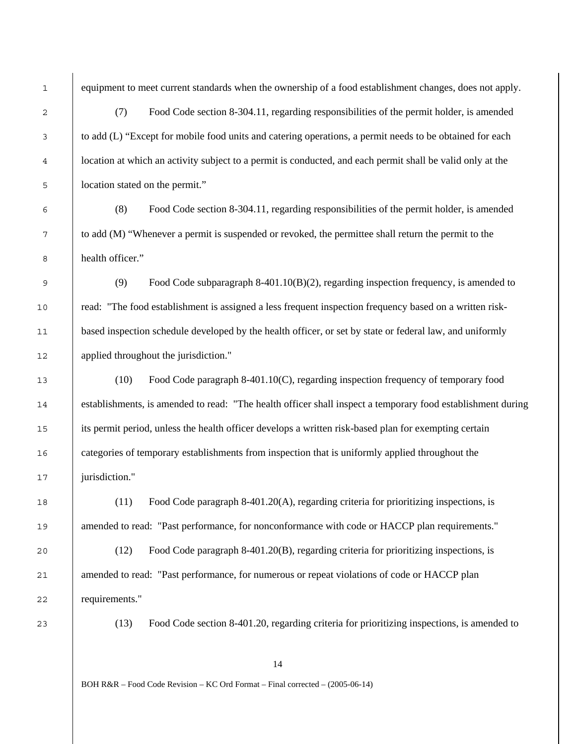equipment to meet current standards when the ownership of a food establishment changes, does not apply.

(7) Food Code section 8-304.11, regarding responsibilities of the permit holder, is amended to add (L) "Except for mobile food units and catering operations, a permit needs to be obtained for each location at which an activity subject to a permit is conducted, and each permit shall be valid only at the location stated on the permit."

(8) Food Code section 8-304.11, regarding responsibilities of the permit holder, is amended to add (M) "Whenever a permit is suspended or revoked, the permittee shall return the permit to the health officer."

(9) Food Code subparagraph 8-401.10(B)(2), regarding inspection frequency, is amended to read: "The food establishment is assigned a less frequent inspection frequency based on a written risk-based inspection schedule developed by the health officer, or set by state or federal law, and uniformly applied throughout the jurisdiction."

(10) Food Code paragraph 8-401.10(C), regarding inspection frequency of temporary food establishments, is amended to read: "The health officer shall inspect a temporary food establishment during its permit period, unless the health officer develops a written risk-based plan for exempting certain categories of temporary establishments from inspection that is uniformly applied throughout the jurisdiction."

(11) Food Code paragraph 8-401.20(A), regarding criteria for prioritizing inspections, is amended to read: "Past performance, for nonconformance with code or HACCP plan requirements."

(12) Food Code paragraph 8-401.20(B), regarding criteria for prioritizing inspections, is amended to read: "Past performance, for numerous or repeat violations of code or HACCP plan requirements."

(13) Food Code section 8-401.20, regarding criteria for prioritizing inspections, is amended to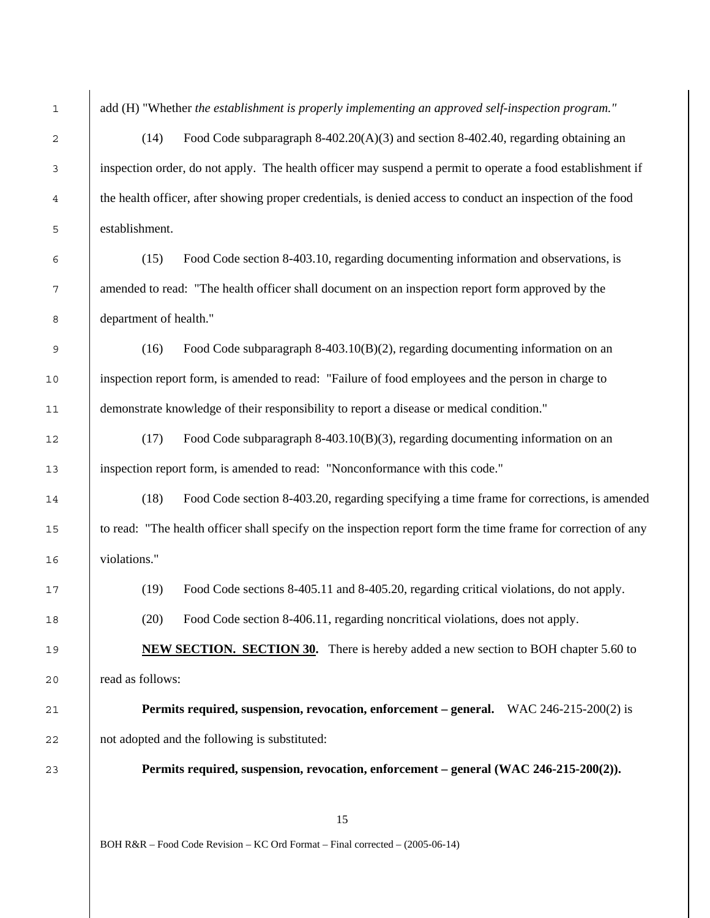add (H) "Whether *the establishment is properly implementing an approved self-inspection program."*

(14) Food Code subparagraph 8-402.20(A)(3) and section 8-402.40, regarding obtaining an inspection order, do not apply. The health officer may suspend a permit to operate a food establishment if the health officer, after showing proper credentials, is denied access to conduct an inspection of the food establishment.

(15) Food Code section 8-403.10, regarding documenting information and observations, is amended to read: "The health officer shall document on an inspection report form approved by the department of health."

(16) Food Code subparagraph 8-403.10(B)(2), regarding documenting information on an inspection report form, is amended to read: "Failure of food employees and the person in charge to demonstrate knowledge of their responsibility to report a disease or medical condition."

(17) Food Code subparagraph 8-403.10(B)(3), regarding documenting information on an inspection report form, is amended to read: "Nonconformance with this code."

(18) Food Code section 8-403.20, regarding specifying a time frame for corrections, is amended to read: "The health officer shall specify on the inspection report form the time frame for correction of any violations."

(19) Food Code sections 8-405.11 and 8-405.20, regarding critical violations, do not apply.

(20) Food Code section 8-406.11, regarding noncritical violations, does not apply.

**NEW SECTION. SECTION 30.** There is hereby added a new section to BOH chapter 5.60 to read as follows:

**Permits required, suspension, revocation, enforcement – general.** WAC 246-215-200(2) is not adopted and the following is substituted:

**Permits required, suspension, revocation, enforcement – general (WAC 246-215-200(2)).**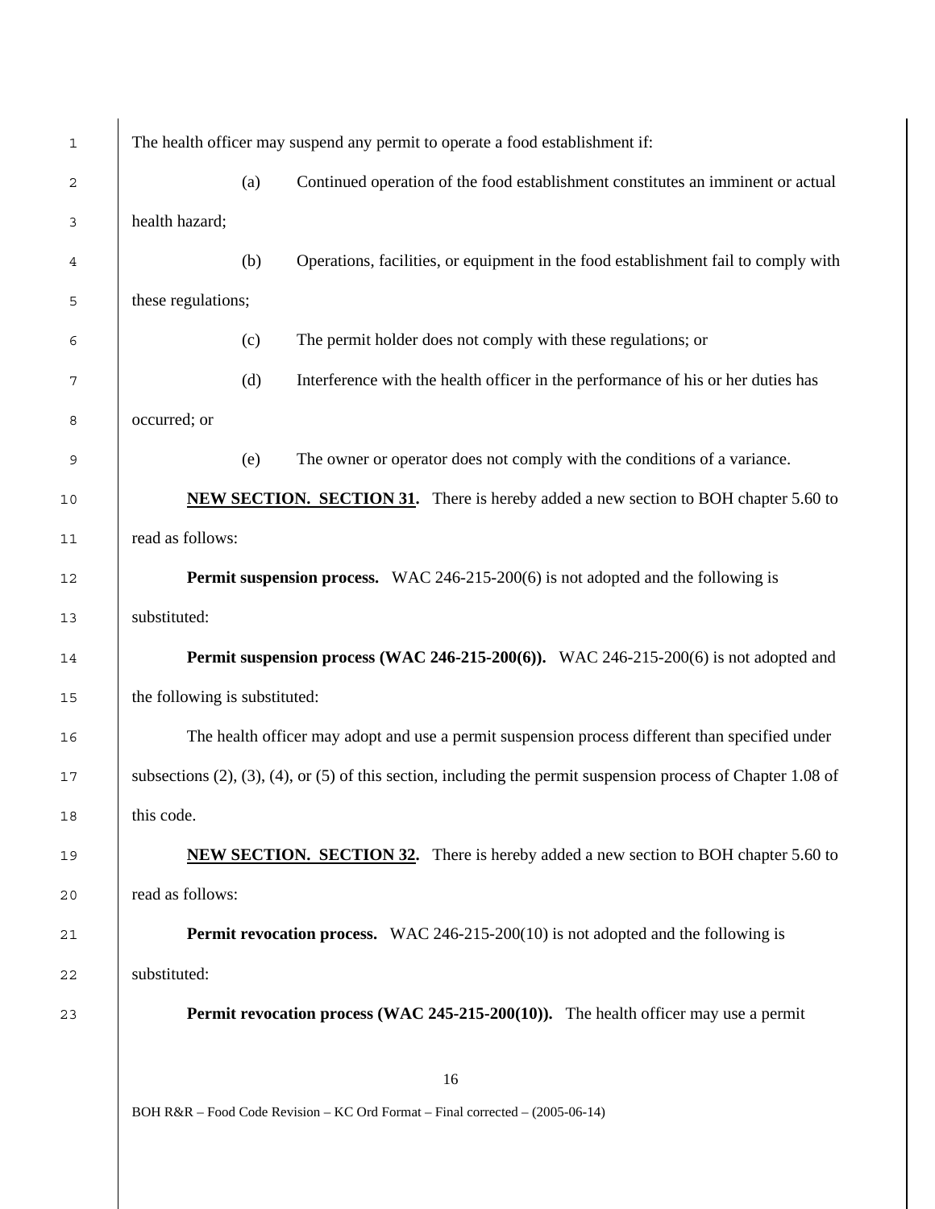The health officer may suspend any permit to operate a food establishment if:

(a) Continued operation of the food establishment constitutes an imminent or actual health hazard;

(b) Operations, facilities, or equipment in the food establishment fail to comply with these regulations;

(c) The permit holder does not comply with these regulations; or

(d) Interference with the health officer in the performance of his or her duties has occurred; or

(e) The owner or operator does not comply with the conditions of a variance.

**NEW SECTION. SECTION 31.** There is hereby added a new section to BOH chapter 5.60 to read as follows:

**Permit suspension process.** WAC 246-215-200(6) is not adopted and the following is substituted:

**Permit suspension process (WAC 246-215-200(6)).** WAC 246-215-200(6) is not adopted and the following is substituted:

The health officer may adopt and use a permit suspension process different than specified under subsections (2), (3), (4), or (5) of this section, including the permit suspension process of Chapter 1.08 of this code.

**NEW SECTION. SECTION 32.** There is hereby added a new section to BOH chapter 5.60 to read as follows:

**Permit revocation process.** WAC 246-215-200(10) is not adopted and the following is substituted:

**Permit revocation process (WAC 245-215-200(10)).** The health officer may use a permit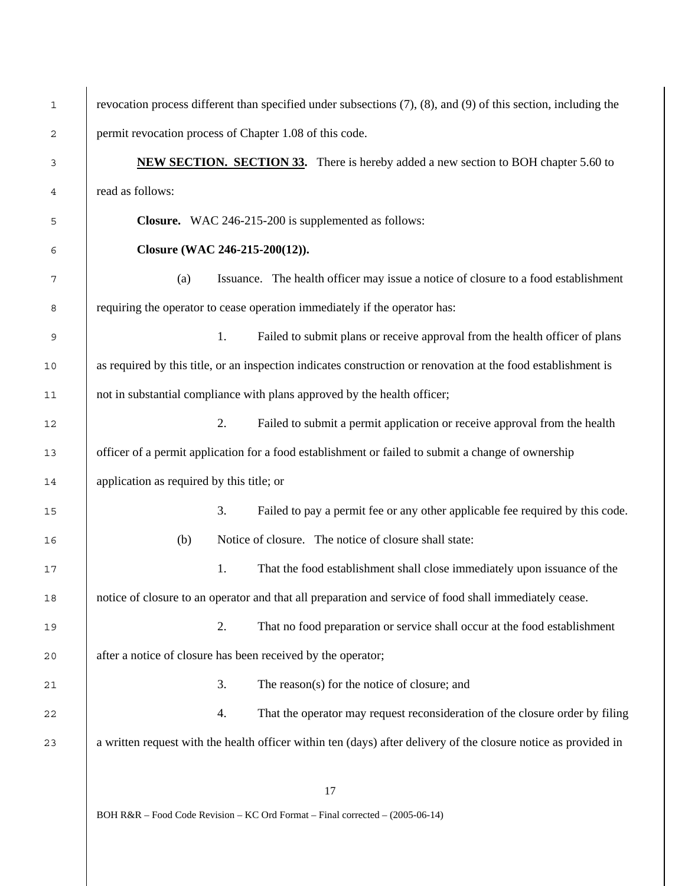revocation process different than specified under subsections (7), (8), and (9) of this section, including the permit revocation process of Chapter 1.08 of this code.

**NEW SECTION. SECTION 33.** There is hereby added a new section to BOH chapter 5.60 to read as follows:

**Closure.** WAC 246-215-200 is supplemented as follows:

**Closure (WAC 246-215-200(12)).**

(a) Issuance. The health officer may issue a notice of closure to a food establishment requiring the operator to cease operation immediately if the operator has:

1. Failed to submit plans or receive approval from the health officer of plans as required by this title, or an inspection indicates construction or renovation at the food establishment is not in substantial compliance with plans approved by the health officer;

2. Failed to submit a permit application or receive approval from the health officer of a permit application for a food establishment or failed to submit a change of ownership application as required by this title; or

3. Failed to pay a permit fee or any other applicable fee required by this code.

(b) Notice of closure. The notice of closure shall state:

1. That the food establishment shall close immediately upon issuance of the notice of closure to an operator and that all preparation and service of food shall immediately cease.

2. That no food preparation or service shall occur at the food establishment after a notice of closure has been received by the operator;

3. The reason(s) for the notice of closure; and

4. That the operator may request reconsideration of the closure order by filing a written request with the health officer within ten (days) after delivery of the closure notice as provided in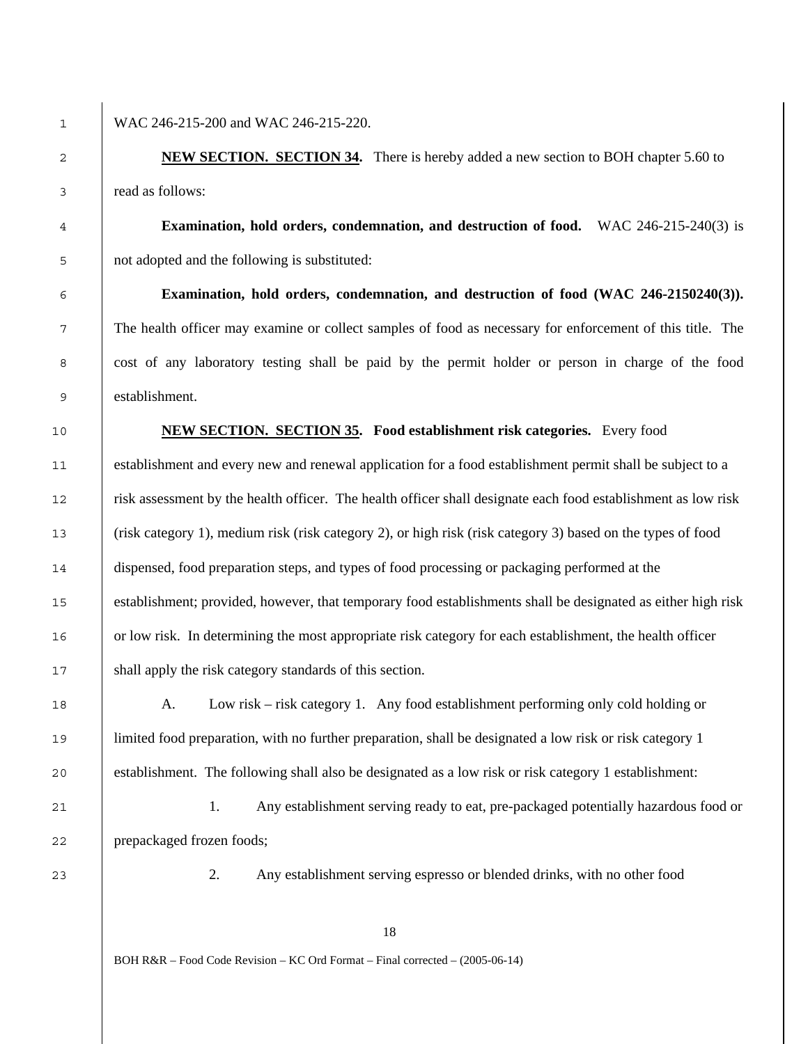WAC 246-215-200 and WAC 246-215-220.

**NEW SECTION. SECTION 34.** There is hereby added a new section to BOH chapter 5.60 to read as follows:

**Examination, hold orders, condemnation, and destruction of food.** WAC 246-215-240(3) is not adopted and the following is substituted:

**Examination, hold orders, condemnation, and destruction of food (WAC 246-2150240(3)).** The health officer may examine or collect samples of food as necessary for enforcement of this title. The cost of any laboratory testing shall be paid by the permit holder or person in charge of the food establishment.

**NEW SECTION. SECTION 35. Food establishment risk categories.** Every food establishment and every new and renewal application for a food establishment permit shall be subject to a risk assessment by the health officer. The health officer shall designate each food establishment as low risk (risk category 1), medium risk (risk category 2), or high risk (risk category 3) based on the types of food dispensed, food preparation steps, and types of food processing or packaging performed at the establishment; provided, however, that temporary food establishments shall be designated as either high risk or low risk. In determining the most appropriate risk category for each establishment, the health officer shall apply the risk category standards of this section.

A. Low risk – risk category 1. Any food establishment performing only cold holding or limited food preparation, with no further preparation, shall be designated a low risk or risk category 1 establishment. The following shall also be designated as a low risk or risk category 1 establishment:

1. Any establishment serving ready to eat, pre-packaged potentially hazardous food or prepackaged frozen foods;

2. Any establishment serving espresso or blended drinks, with no other food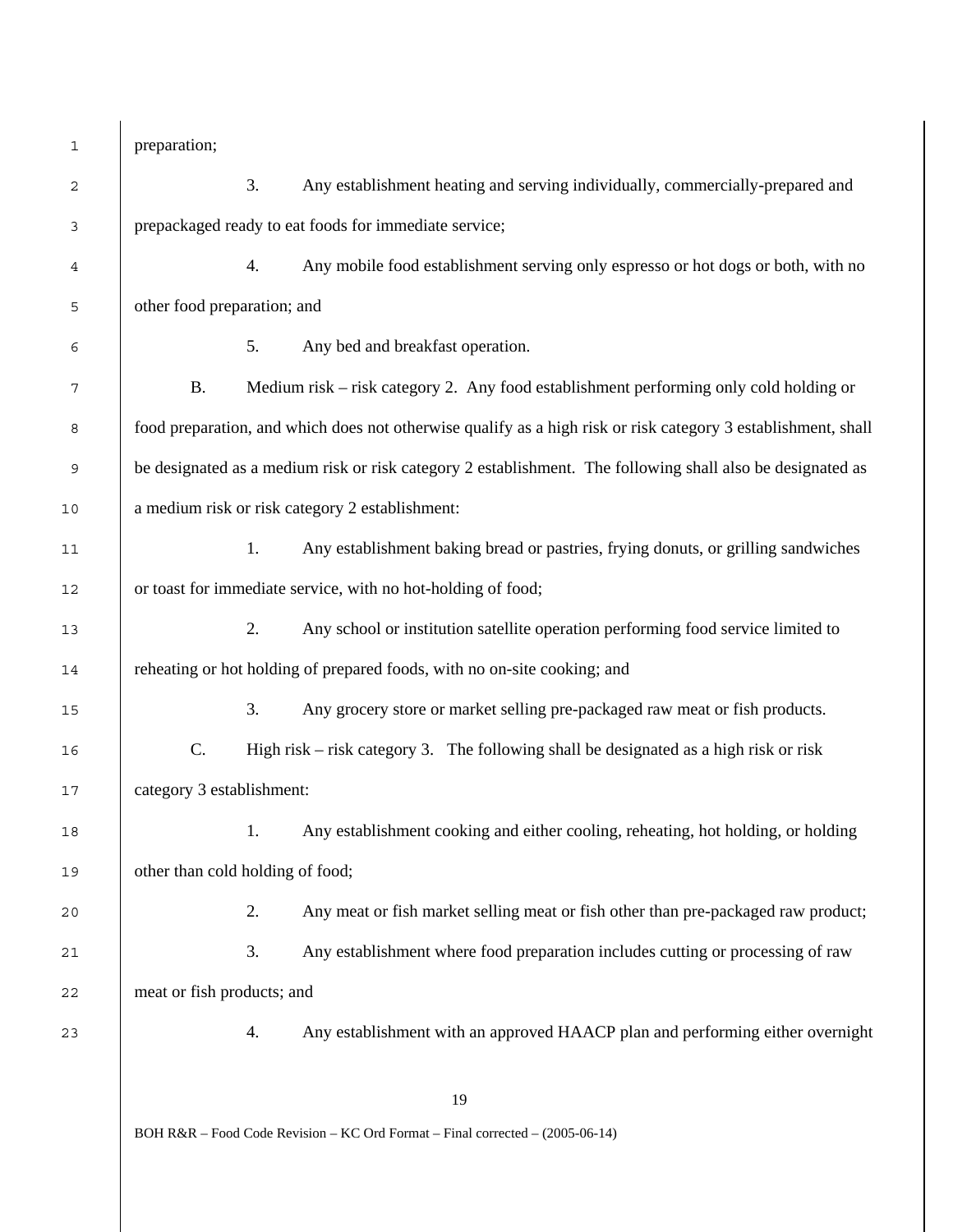preparation;

3. Any establishment heating and serving individually, commercially-prepared and prepackaged ready to eat foods for immediate service;

4. Any mobile food establishment serving only espresso or hot dogs or both, with no other food preparation; and

5. Any bed and breakfast operation.

B. Medium risk – risk category 2. Any food establishment performing only cold holding or food preparation, and which does not otherwise qualify as a high risk or risk category 3 establishment, shall be designated as a medium risk or risk category 2 establishment. The following shall also be designated as a medium risk or risk category 2 establishment:

1. Any establishment baking bread or pastries, frying donuts, or grilling sandwiches or toast for immediate service, with no hot-holding of food;

2. Any school or institution satellite operation performing food service limited to reheating or hot holding of prepared foods, with no on-site cooking; and

3. Any grocery store or market selling pre-packaged raw meat or fish products.

C. High risk – risk category 3. The following shall be designated as a high risk or risk category 3 establishment:

1. Any establishment cooking and either cooling, reheating, hot holding, or holding other than cold holding of food;

2. Any meat or fish market selling meat or fish other than pre-packaged raw product;

3. Any establishment where food preparation includes cutting or processing of raw meat or fish products; and

4. Any establishment with an approved HAACP plan and performing either overnight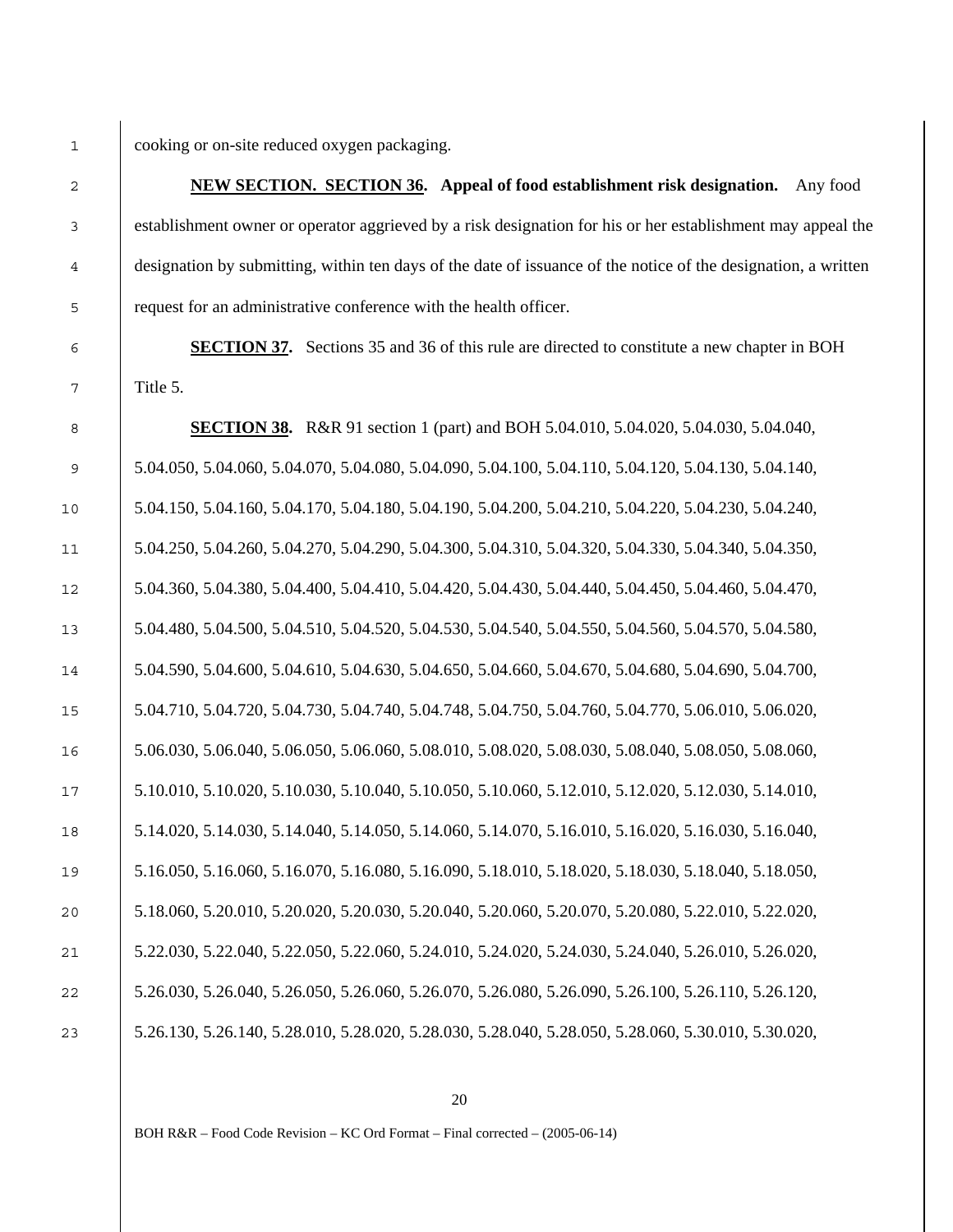cooking or on-site reduced oxygen packaging.

**NEW SECTION. SECTION 36. Appeal of food establishment risk designation.** Any food establishment owner or operator aggrieved by a risk designation for his or her establishment may appeal the designation by submitting, within ten days of the date of issuance of the notice of the designation, a written request for an administrative conference with the health officer.

**SECTION 37.** Sections 35 and 36 of this rule are directed to constitute a new chapter in BOH Title 5.

**SECTION 38.** R&R 91 section 1 (part) and BOH 5.04.010, 5.04.020, 5.04.030, 5.04.040, 5.04.050, 5.04.060, 5.04.070, 5.04.080, 5.04.090, 5.04.100, 5.04.110, 5.04.120, 5.04.130, 5.04.140, 5.04.150, 5.04.160, 5.04.170, 5.04.180, 5.04.190, 5.04.200, 5.04.210, 5.04.220, 5.04.230, 5.04.240, 5.04.250, 5.04.260, 5.04.270, 5.04.290, 5.04.300, 5.04.310, 5.04.320, 5.04.330, 5.04.340, 5.04.350, 5.04.360, 5.04.380, 5.04.400, 5.04.410, 5.04.420, 5.04.430, 5.04.440, 5.04.450, 5.04.460, 5.04.470, 5.04.480, 5.04.500, 5.04.510, 5.04.520, 5.04.530, 5.04.540, 5.04.550, 5.04.560, 5.04.570, 5.04.580, 5.04.590, 5.04.600, 5.04.610, 5.04.630, 5.04.650, 5.04.660, 5.04.670, 5.04.680, 5.04.690, 5.04.700, 5.04.710, 5.04.720, 5.04.730, 5.04.740, 5.04.748, 5.04.750, 5.04.760, 5.04.770, 5.06.010, 5.06.020, 5.06.030, 5.06.040, 5.06.050, 5.06.060, 5.08.010, 5.08.020, 5.08.030, 5.08.040, 5.08.050, 5.08.060, 5.10.010, 5.10.020, 5.10.030, 5.10.040, 5.10.050, 5.10.060, 5.12.010, 5.12.020, 5.12.030, 5.14.010, 5.14.020, 5.14.030, 5.14.040, 5.14.050, 5.14.060, 5.14.070, 5.16.010, 5.16.020, 5.16.030, 5.16.040, 5.16.050, 5.16.060, 5.16.070, 5.16.080, 5.16.090, 5.18.010, 5.18.020, 5.18.030, 5.18.040, 5.18.050, 5.18.060, 5.20.010, 5.20.020, 5.20.030, 5.20.040, 5.20.060, 5.20.070, 5.20.080, 5.22.010, 5.22.020, 5.22.030, 5.22.040, 5.22.050, 5.22.060, 5.24.010, 5.24.020, 5.24.030, 5.24.040, 5.26.010, 5.26.020, 5.26.030, 5.26.040, 5.26.050, 5.26.060, 5.26.070, 5.26.080, 5.26.090, 5.26.100, 5.26.110, 5.26.120, 5.26.130, 5.26.140, 5.28.010, 5.28.020, 5.28.030, 5.28.040, 5.28.050, 5.28.060, 5.30.010, 5.30.020,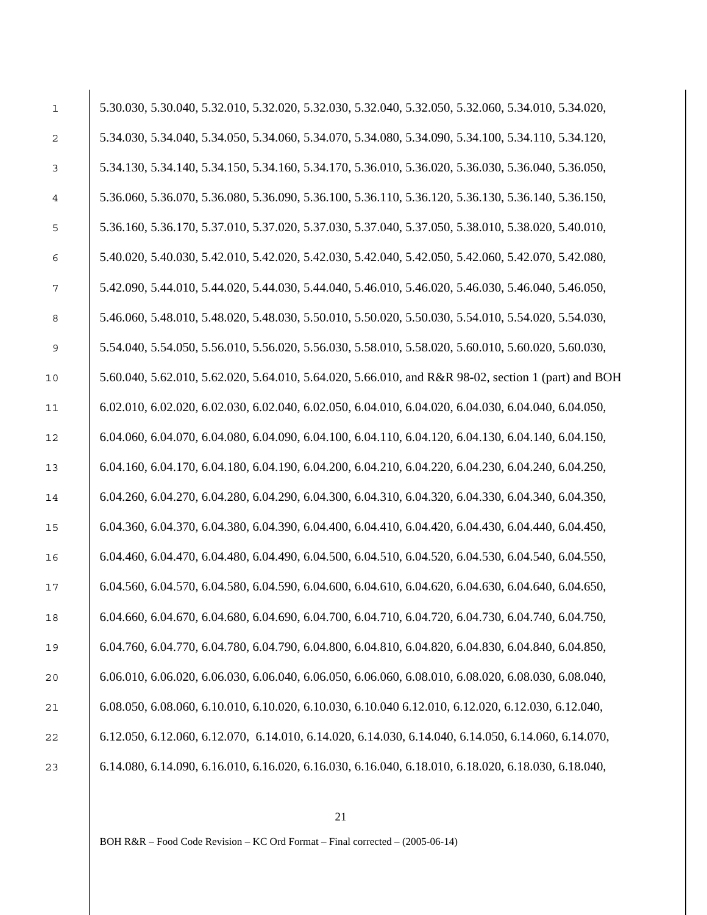5.30.030, 5.30.040, 5.32.010, 5.32.020, 5.32.030, 5.32.040, 5.32.050, 5.32.060, 5.34.010, 5.34.020, 5.34.030, 5.34.040, 5.34.050, 5.34.060, 5.34.070, 5.34.080, 5.34.090, 5.34.100, 5.34.110, 5.34.120, 5.34.130, 5.34.140, 5.34.150, 5.34.160, 5.34.170, 5.36.010, 5.36.020, 5.36.030, 5.36.040, 5.36.050, 5.36.060, 5.36.070, 5.36.080, 5.36.090, 5.36.100, 5.36.110, 5.36.120, 5.36.130, 5.36.140, 5.36.150, 5.36.160, 5.36.170, 5.37.010, 5.37.020, 5.37.030, 5.37.040, 5.37.050, 5.38.010, 5.38.020, 5.40.010, 5.40.020, 5.40.030, 5.42.010, 5.42.020, 5.42.030, 5.42.040, 5.42.050, 5.42.060, 5.42.070, 5.42.080, 5.42.090, 5.44.010, 5.44.020, 5.44.030, 5.44.040, 5.46.010, 5.46.020, 5.46.030, 5.46.040, 5.46.050, 5.46.060, 5.48.010, 5.48.020, 5.48.030, 5.50.010, 5.50.020, 5.50.030, 5.54.010, 5.54.020, 5.54.030, 5.54.040, 5.54.050, 5.56.010, 5.56.020, 5.56.030, 5.58.010, 5.58.020, 5.60.010, 5.60.020, 5.60.030, 5.60.040, 5.62.010, 5.62.020, 5.64.010, 5.64.020, 5.66.010, and R&R 98-02, section 1 (part) and BOH 6.02.010, 6.02.020, 6.02.030, 6.02.040, 6.02.050, 6.04.010, 6.04.020, 6.04.030, 6.04.040, 6.04.050, 6.04.060, 6.04.070, 6.04.080, 6.04.090, 6.04.100, 6.04.110, 6.04.120, 6.04.130, 6.04.140, 6.04.150, 6.04.160, 6.04.170, 6.04.180, 6.04.190, 6.04.200, 6.04.210, 6.04.220, 6.04.230, 6.04.240, 6.04.250, 6.04.260, 6.04.270, 6.04.280, 6.04.290, 6.04.300, 6.04.310, 6.04.320, 6.04.330, 6.04.340, 6.04.350, 6.04.360, 6.04.370, 6.04.380, 6.04.390, 6.04.400, 6.04.410, 6.04.420, 6.04.430, 6.04.440, 6.04.450, 6.04.460, 6.04.470, 6.04.480, 6.04.490, 6.04.500, 6.04.510, 6.04.520, 6.04.530, 6.04.540, 6.04.550, 6.04.560, 6.04.570, 6.04.580, 6.04.590, 6.04.600, 6.04.610, 6.04.620, 6.04.630, 6.04.640, 6.04.650, 6.04.660, 6.04.670, 6.04.680, 6.04.690, 6.04.700, 6.04.710, 6.04.720, 6.04.730, 6.04.740, 6.04.750, 6.04.760, 6.04.770, 6.04.780, 6.04.790, 6.04.800, 6.04.810, 6.04.820, 6.04.830, 6.04.840, 6.04.850, 6.06.010, 6.06.020, 6.06.030, 6.06.040, 6.06.050, 6.06.060, 6.08.010, 6.08.020, 6.08.030, 6.08.040, 6.08.050, 6.08.060, 6.10.010, 6.10.020, 6.10.030, 6.10.040 6.12.010, 6.12.020, 6.12.030, 6.12.040, 6.12.050, 6.12.060, 6.12.070,  6.14.010, 6.14.020, 6.14.030, 6.14.040, 6.14.050, 6.14.060, 6.14.070, 6.14.080, 6.14.090, 6.16.010, 6.16.020, 6.16.030, 6.16.040, 6.18.010, 6.18.020, 6.18.030, 6.18.040,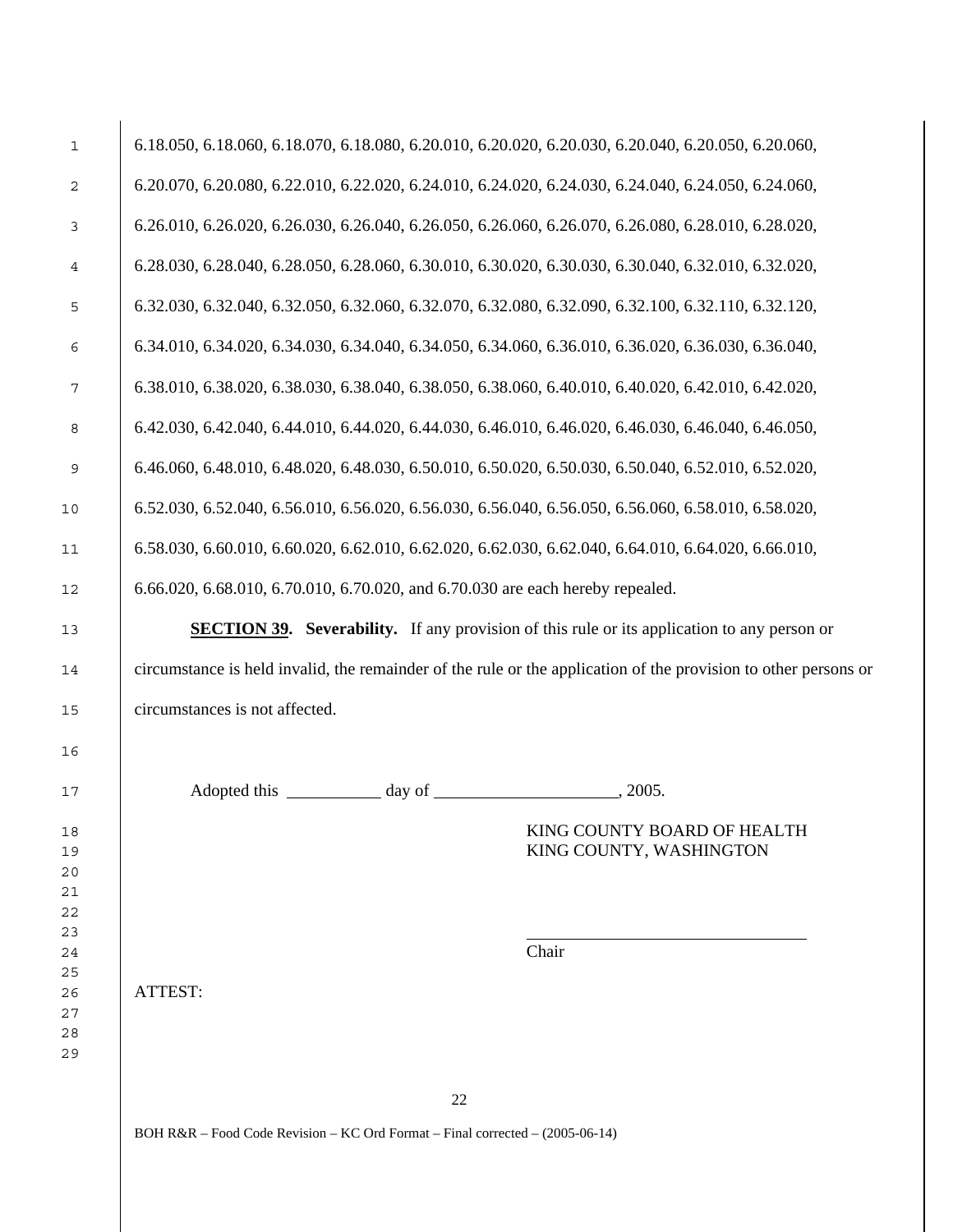6.18.050, 6.18.060, 6.18.070, 6.18.080, 6.20.010, 6.20.020, 6.20.030, 6.20.040, 6.20.050, 6.20.060, 6.20.070, 6.20.080, 6.22.010, 6.22.020, 6.24.010, 6.24.020, 6.24.030, 6.24.040, 6.24.050, 6.24.060, 6.26.010, 6.26.020, 6.26.030, 6.26.040, 6.26.050, 6.26.060, 6.26.070, 6.26.080, 6.28.010, 6.28.020, 6.28.030, 6.28.040, 6.28.050, 6.28.060, 6.30.010, 6.30.020, 6.30.030, 6.30.040, 6.32.010, 6.32.020, 6.32.030, 6.32.040, 6.32.050, 6.32.060, 6.32.070, 6.32.080, 6.32.090, 6.32.100, 6.32.110, 6.32.120, 6.34.010, 6.34.020, 6.34.030, 6.34.040, 6.34.050, 6.34.060, 6.36.010, 6.36.020, 6.36.030, 6.36.040, 6.38.010, 6.38.020, 6.38.030, 6.38.040, 6.38.050, 6.38.060, 6.40.010, 6.40.020, 6.42.010, 6.42.020, 6.42.030, 6.42.040, 6.44.010, 6.44.020, 6.44.030, 6.46.010, 6.46.020, 6.46.030, 6.46.040, 6.46.050, 6.46.060, 6.48.010, 6.48.020, 6.48.030, 6.50.010, 6.50.020, 6.50.030, 6.50.040, 6.52.010, 6.52.020, 6.52.030, 6.52.040, 6.56.010, 6.56.020, 6.56.030, 6.56.040, 6.56.050, 6.56.060, 6.58.010, 6.58.020, 6.58.030, 6.60.010, 6.60.020, 6.62.010, 6.62.020, 6.62.030, 6.62.040, 6.64.010, 6.64.020, 6.66.010, 6.66.020, 6.68.010, 6.70.010, 6.70.020, and 6.70.030 are each hereby repealed.

**SECTION 39. Severability.** If any provision of this rule or its application to any person or circumstance is held invalid, the remainder of the rule or the application of the provision to other persons or circumstances is not affected.

Adopted this \_\_\_\_\_\_\_\_\_\_\_ day of \_\_\_\_\_\_\_\_\_\_\_\_\_\_\_\_\_\_\_\_\_\_, 2005.

KING COUNTY BOARD OF HEALTH
KING COUNTY, WASHINGTON

\_\_\_\_\_\_\_\_\_\_\_\_\_\_\_\_\_\_\_\_\_\_\_\_\_\_\_\_\_\_\_\_\_\_
Chair

ATTEST:

BOH R&R – Food Code Revision – KC Ord Format – Final corrected – (2005-06-14)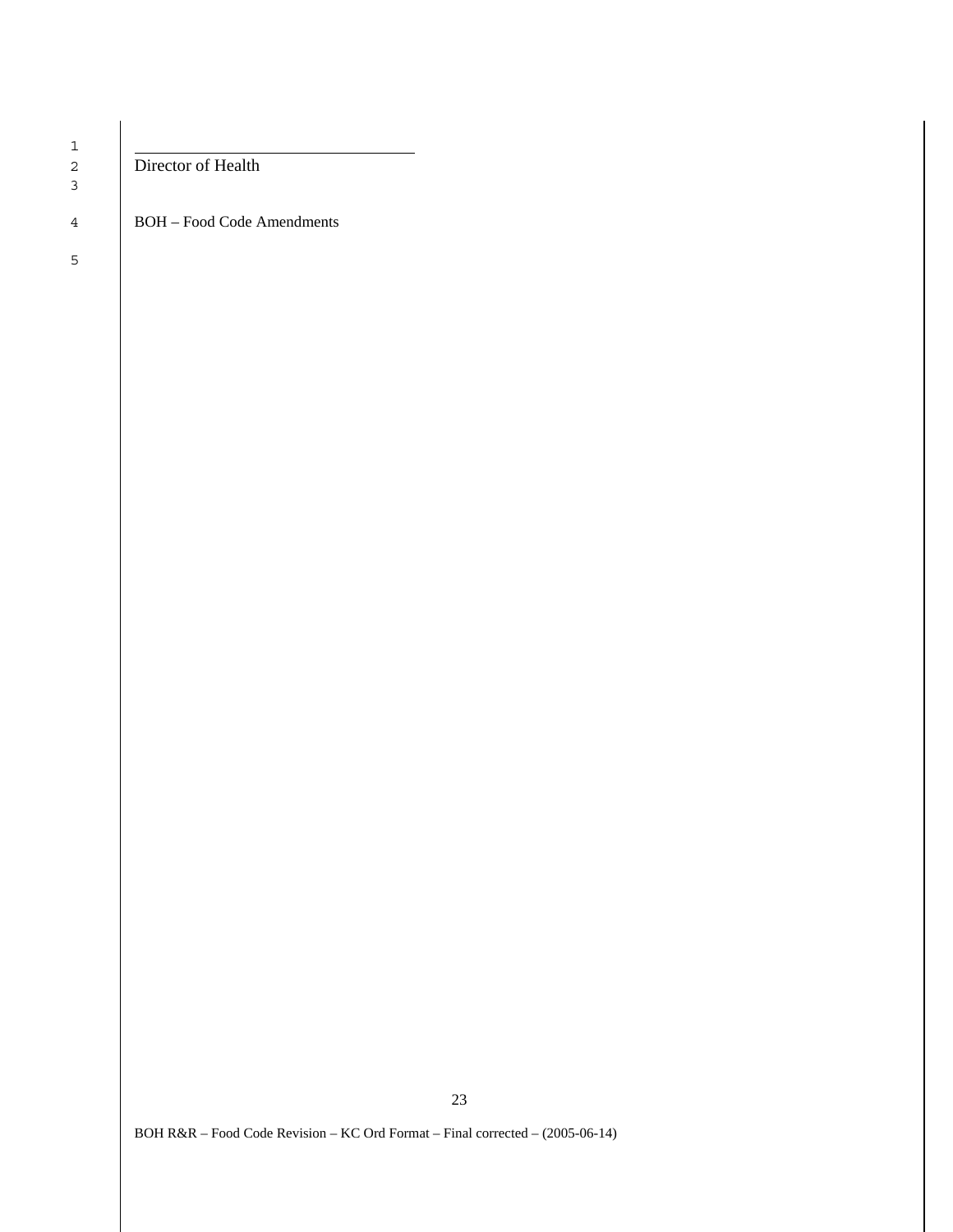\_\_\_\_\_\_\_\_\_\_\_\_\_\_\_\_\_\_\_\_\_\_\_\_\_\_\_\_\_\_\_\_\_\_

Director of Health

BOH – Food Code Amendments